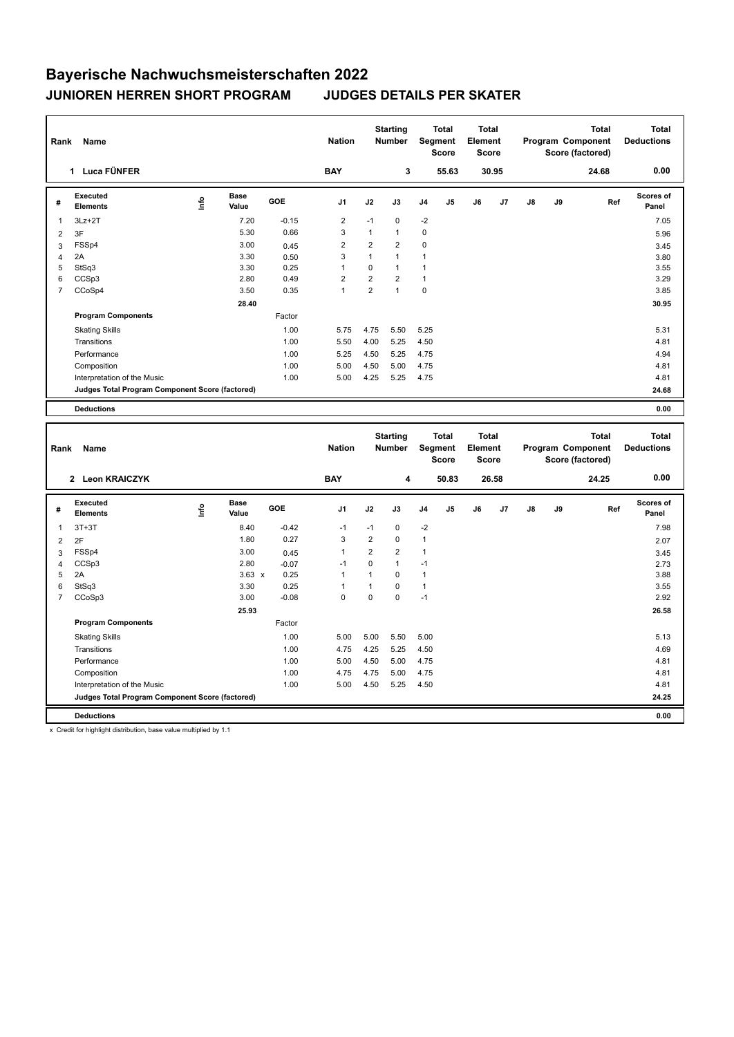# Bayerische Nachwuchsmeisterschaften 2022

## JUNIOREN HERREN SHORT PROGRAM JUDGES DETAILS PER SKATER

| Rank | Name | Nation | Starting Number | Total Segment Score | Total Element Score | Total Program Component Score (factored) | Total Deductions |
|---|---|---|---|---|---|---|---|
| 1 | Luca FÜNFER | BAY | 3 | 55.63 | 30.95 | 24.68 | 0.00 |

| # | Executed Elements | Info | Base Value | GOE | J1 | J2 | J3 | J4 | J5 | J6 | J7 | J8 | J9 | Ref | Scores of Panel |
|---|---|---|---|---|---|---|---|---|---|---|---|---|---|---|---|
| 1 | 3Lz+2T | | 7.20 | -0.15 | 2 | -1 | 0 | -2 | | | | | | | 7.05 |
| 2 | 3F | | 5.30 | 0.66 | 3 | 1 | 1 | 0 | | | | | | | 5.96 |
| 3 | FSSp4 | | 3.00 | 0.45 | 2 | 2 | 2 | 0 | | | | | | | 3.45 |
| 4 | 2A | | 3.30 | 0.50 | 3 | 1 | 1 | 1 | | | | | | | 3.80 |
| 5 | StSq3 | | 3.30 | 0.25 | 1 | 0 | 1 | 1 | | | | | | | 3.55 |
| 6 | CCSp3 | | 2.80 | 0.49 | 2 | 2 | 2 | 1 | | | | | | | 3.29 |
| 7 | CCoSp4 | | 3.50 | 0.35 | 1 | 2 | 1 | 0 | | | | | | | 3.85 |
| | | | 28.40 | | | | | | | | | | | | 30.95 |
| | **Program Components** | | | Factor | | | | | | | | | | | |
| | Skating Skills | | | 1.00 | 5.75 | 4.75 | 5.50 | 5.25 | | | | | | | 5.31 |
| | Transitions | | | 1.00 | 5.50 | 4.00 | 5.25 | 4.50 | | | | | | | 4.81 |
| | Performance | | | 1.00 | 5.25 | 4.50 | 5.25 | 4.75 | | | | | | | 4.94 |
| | Composition | | | 1.00 | 5.00 | 4.50 | 5.00 | 4.75 | | | | | | | 4.81 |
| | Interpretation of the Music | | | 1.00 | 5.00 | 4.25 | 5.25 | 4.75 | | | | | | | 4.81 |
| | **Judges Total Program Component Score (factored)** | | | | | | | | | | | | | | **24.68** |
| | **Deductions** | | | | | | | | | | | | | | **0.00** |

| Rank | Name | Nation | Starting Number | Total Segment Score | Total Element Score | Total Program Component Score (factored) | Total Deductions |
|---|---|---|---|---|---|---|---|
| 2 | Leon KRAICZYK | BAY | 4 | 50.83 | 26.58 | 24.25 | 0.00 |

| # | Executed Elements | Info | Base Value | GOE | J1 | J2 | J3 | J4 | J5 | J6 | J7 | J8 | J9 | Ref | Scores of Panel |
|---|---|---|---|---|---|---|---|---|---|---|---|---|---|---|---|
| 1 | 3T+3T | | 8.40 | -0.42 | -1 | -1 | 0 | -2 | | | | | | | 7.98 |
| 2 | 2F | | 1.80 | 0.27 | 3 | 2 | 0 | 1 | | | | | | | 2.07 |
| 3 | FSSp4 | | 3.00 | 0.45 | 1 | 2 | 2 | 1 | | | | | | | 3.45 |
| 4 | CCSp3 | | 2.80 | -0.07 | -1 | 0 | 1 | -1 | | | | | | | 2.73 |
| 5 | 2A | | 3.63 x | 0.25 | 1 | 1 | 0 | 1 | | | | | | | 3.88 |
| 6 | StSq3 | | 3.30 | 0.25 | 1 | 1 | 0 | 1 | | | | | | | 3.55 |
| 7 | CCoSp3 | | 3.00 | -0.08 | 0 | 0 | 0 | -1 | | | | | | | 2.92 |
| | | | 25.93 | | | | | | | | | | | | 26.58 |
| | **Program Components** | | | Factor | | | | | | | | | | | |
| | Skating Skills | | | 1.00 | 5.00 | 5.00 | 5.50 | 5.00 | | | | | | | 5.13 |
| | Transitions | | | 1.00 | 4.75 | 4.25 | 5.25 | 4.50 | | | | | | | 4.69 |
| | Performance | | | 1.00 | 5.00 | 4.50 | 5.00 | 4.75 | | | | | | | 4.81 |
| | Composition | | | 1.00 | 4.75 | 4.75 | 5.00 | 4.75 | | | | | | | 4.81 |
| | Interpretation of the Music | | | 1.00 | 5.00 | 4.50 | 5.25 | 4.50 | | | | | | | 4.81 |
| | **Judges Total Program Component Score (factored)** | | | | | | | | | | | | | | **24.25** |
| | **Deductions** | | | | | | | | | | | | | | **0.00** |

x Credit for highlight distribution, base value multiplied by 1.1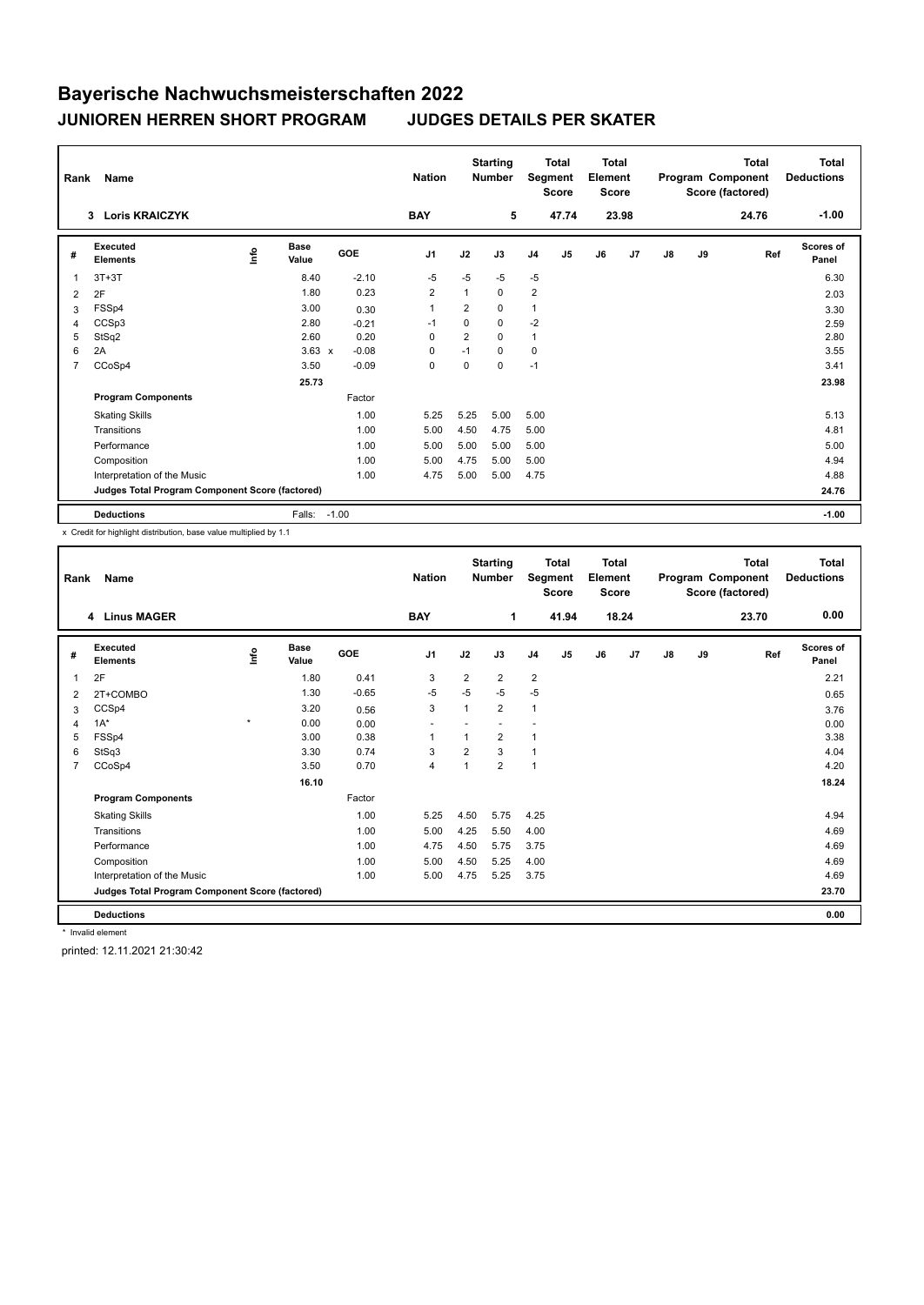# Bayerische Nachwuchsmeisterschaften 2022

## JUNIOREN HERREN SHORT PROGRAM JUDGES DETAILS PER SKATER

| Rank | Name | Nation | Starting Number | Total Segment Score | Total Element Score | Total Program Component Score (factored) | Total Deductions |
|---|---|---|---|---|---|---|---|
| 3 | Loris KRAICZYK | BAY | 5 | 47.74 | 23.98 | 24.76 | -1.00 |

| # | Executed Elements | Info | Base Value | | GOE | J1 | J2 | J3 | J4 | J5 | J6 | J7 | J8 | J9 | Ref | Scores of Panel |
|---|---|---|---|---|---|---|---|---|---|---|---|---|---|---|---|---|
| 1 | 3T+3T | | 8.40 | | -2.10 | -5 | -5 | -5 | -5 | | | | | | | 6.30 |
| 2 | 2F | | 1.80 | | 0.23 | 2 | 1 | 0 | 2 | | | | | | | 2.03 |
| 3 | FSSp4 | | 3.00 | | 0.30 | 1 | 2 | 0 | 1 | | | | | | | 3.30 |
| 4 | CCSp3 | | 2.80 | | -0.21 | -1 | 0 | 0 | -2 | | | | | | | 2.59 |
| 5 | StSq2 | | 2.60 | | 0.20 | 0 | 2 | 0 | 1 | | | | | | | 2.80 |
| 6 | 2A | | 3.63 | x | -0.08 | 0 | -1 | 0 | 0 | | | | | | | 3.55 |
| 7 | CCoSp4 | | 3.50 | | -0.09 | 0 | 0 | 0 | -1 | | | | | | | 3.41 |
| | | | 25.73 | | | | | | | | | | | | | 23.98 |
| | **Program Components** | | | | Factor | | | | | | | | | | | |
| | Skating Skills | | | | 1.00 | 5.25 | 5.25 | 5.00 | 5.00 | | | | | | | 5.13 |
| | Transitions | | | | 1.00 | 5.00 | 4.50 | 4.75 | 5.00 | | | | | | | 4.81 |
| | Performance | | | | 1.00 | 5.00 | 5.00 | 5.00 | 5.00 | | | | | | | 5.00 |
| | Composition | | | | 1.00 | 5.00 | 4.75 | 5.00 | 5.00 | | | | | | | 4.94 |
| | Interpretation of the Music | | | | 1.00 | 4.75 | 5.00 | 5.00 | 4.75 | | | | | | | 4.88 |
| | **Judges Total Program Component Score (factored)** | | | | | | | | | | | | | | | 24.76 |
| | **Deductions** | | Falls: | | -1.00 | | | | | | | | | | | -1.00 |

x Credit for highlight distribution, base value multiplied by 1.1

| Rank | Name | Nation | Starting Number | Total Segment Score | Total Element Score | Total Program Component Score (factored) | Total Deductions |
|---|---|---|---|---|---|---|---|
| 4 | Linus MAGER | BAY | 1 | 41.94 | 18.24 | 23.70 | 0.00 |

| # | Executed Elements | Info | Base Value | GOE | J1 | J2 | J3 | J4 | J5 | J6 | J7 | J8 | J9 | Ref | Scores of Panel |
|---|---|---|---|---|---|---|---|---|---|---|---|---|---|---|---|
| 1 | 2F | | 1.80 | 0.41 | 3 | 2 | 2 | 2 | | | | | | | 2.21 |
| 2 | 2T+COMBO | | 1.30 | -0.65 | -5 | -5 | -5 | -5 | | | | | | | 0.65 |
| 3 | CCSp4 | | 3.20 | 0.56 | 3 | 1 | 2 | 1 | | | | | | | 3.76 |
| 4 | 1A* | * | 0.00 | 0.00 | - | - | - | - | | | | | | | 0.00 |
| 5 | FSSp4 | | 3.00 | 0.38 | 1 | 1 | 2 | 1 | | | | | | | 3.38 |
| 6 | StSq3 | | 3.30 | 0.74 | 3 | 2 | 3 | 1 | | | | | | | 4.04 |
| 7 | CCoSp4 | | 3.50 | 0.70 | 4 | 1 | 2 | 1 | | | | | | | 4.20 |
| | | | 16.10 | | | | | | | | | | | | 18.24 |
| | **Program Components** | | | Factor | | | | | | | | | | | |
| | Skating Skills | | | 1.00 | 5.25 | 4.50 | 5.75 | 4.25 | | | | | | | 4.94 |
| | Transitions | | | 1.00 | 5.00 | 4.25 | 5.50 | 4.00 | | | | | | | 4.69 |
| | Performance | | | 1.00 | 4.75 | 4.50 | 5.75 | 3.75 | | | | | | | 4.69 |
| | Composition | | | 1.00 | 5.00 | 4.50 | 5.25 | 4.00 | | | | | | | 4.69 |
| | Interpretation of the Music | | | 1.00 | 5.00 | 4.75 | 5.25 | 3.75 | | | | | | | 4.69 |
| | **Judges Total Program Component Score (factored)** | | | | | | | | | | | | | | 23.70 |
| | **Deductions** | | | | | | | | | | | | | | 0.00 |

* Invalid element

printed: 12.11.2021 21:30:42